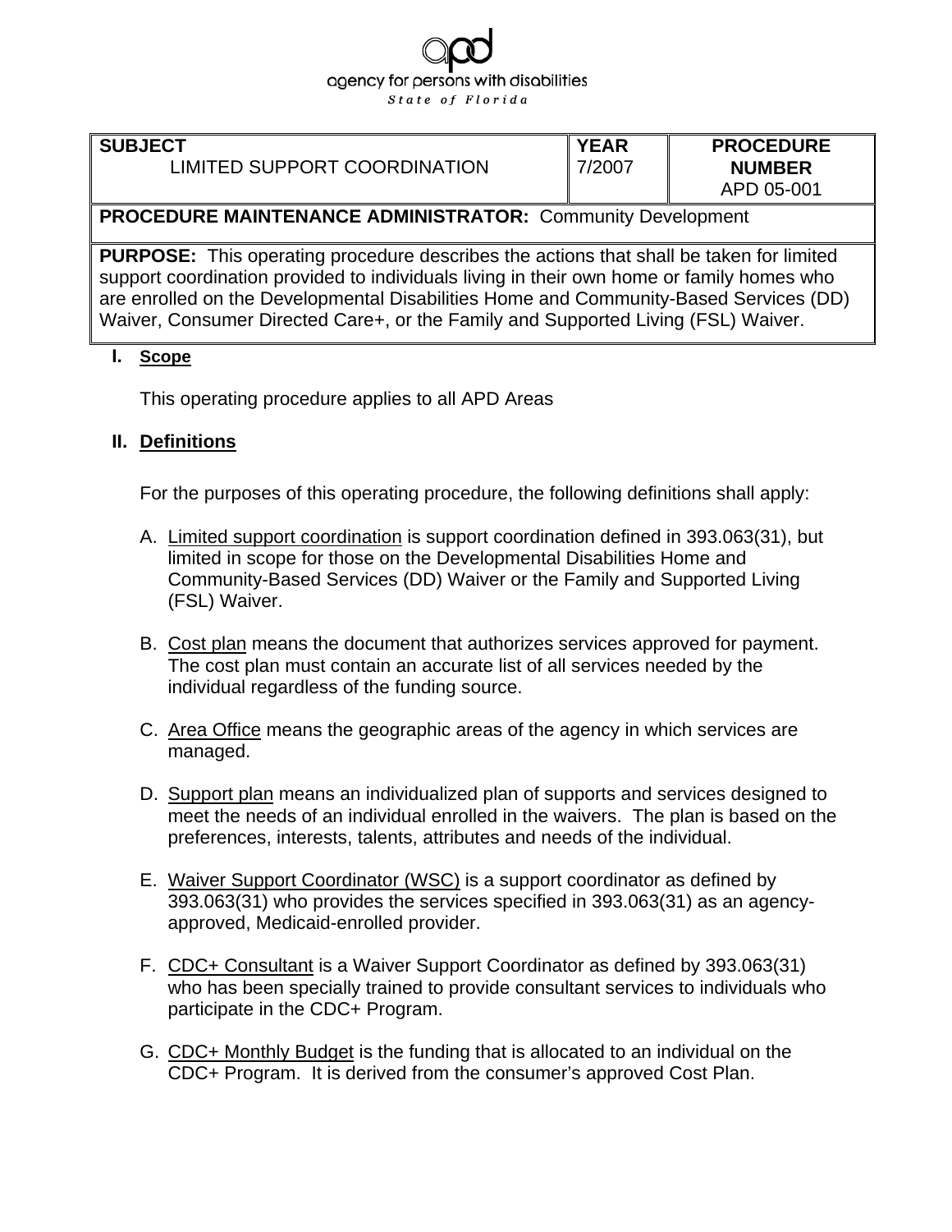agency for persons with disabilities

*State of Florida*

| SUBJECT<br>LIMITED SUPPORT COORDINATION | YEAR<br>7/2007 | PROCEDURE NUMBER<br>APD 05-001 |
|---|---|---|
| **PROCEDURE MAINTENANCE ADMINISTRATOR:** Community Development | | |
| **PURPOSE:** This operating procedure describes the actions that shall be taken for limited support coordination provided to individuals living in their own home or family homes who are enrolled on the Developmental Disabilities Home and Community-Based Services (DD) Waiver, Consumer Directed Care+, or the Family and Supported Living (FSL) Waiver. | | |

## I. Scope

This operating procedure applies to all APD Areas

## II. Definitions

For the purposes of this operating procedure, the following definitions shall apply:

A. Limited support coordination is support coordination defined in 393.063(31), but limited in scope for those on the Developmental Disabilities Home and Community-Based Services (DD) Waiver or the Family and Supported Living (FSL) Waiver.

B. Cost plan means the document that authorizes services approved for payment. The cost plan must contain an accurate list of all services needed by the individual regardless of the funding source.

C. Area Office means the geographic areas of the agency in which services are managed.

D. Support plan means an individualized plan of supports and services designed to meet the needs of an individual enrolled in the waivers. The plan is based on the preferences, interests, talents, attributes and needs of the individual.

E. Waiver Support Coordinator (WSC) is a support coordinator as defined by 393.063(31) who provides the services specified in 393.063(31) as an agency-approved, Medicaid-enrolled provider.

F. CDC+ Consultant is a Waiver Support Coordinator as defined by 393.063(31) who has been specially trained to provide consultant services to individuals who participate in the CDC+ Program.

G. CDC+ Monthly Budget is the funding that is allocated to an individual on the CDC+ Program. It is derived from the consumer's approved Cost Plan.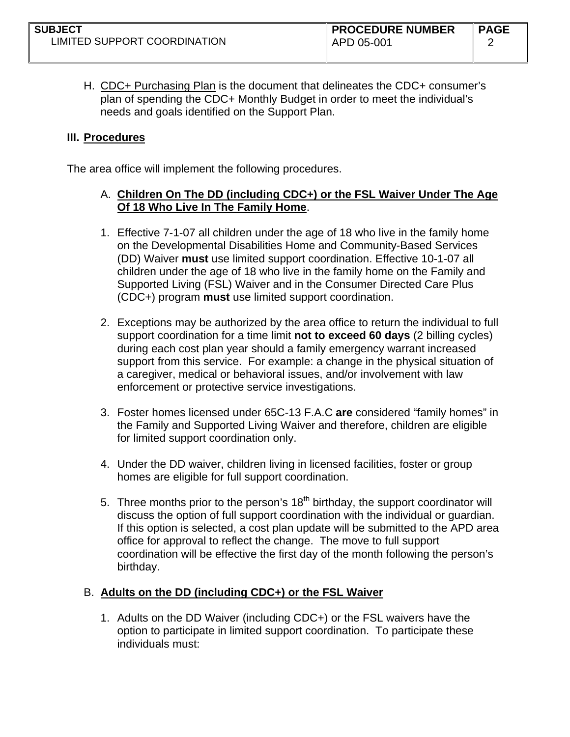H. CDC+ Purchasing Plan is the document that delineates the CDC+ consumer's plan of spending the CDC+ Monthly Budget in order to meet the individual's needs and goals identified on the Support Plan.

## III. Procedures

The area office will implement the following procedures.

### A. Children On The DD (including CDC+) or the FSL Waiver Under The Age Of 18 Who Live In The Family Home.

1. Effective 7-1-07 all children under the age of 18 who live in the family home on the Developmental Disabilities Home and Community-Based Services (DD) Waiver **must** use limited support coordination. Effective 10-1-07 all children under the age of 18 who live in the family home on the Family and Supported Living (FSL) Waiver and in the Consumer Directed Care Plus (CDC+) program **must** use limited support coordination.

2. Exceptions may be authorized by the area office to return the individual to full support coordination for a time limit **not to exceed 60 days** (2 billing cycles) during each cost plan year should a family emergency warrant increased support from this service. For example: a change in the physical situation of a caregiver, medical or behavioral issues, and/or involvement with law enforcement or protective service investigations.

3. Foster homes licensed under 65C-13 F.A.C **are** considered "family homes" in the Family and Supported Living Waiver and therefore, children are eligible for limited support coordination only.

4. Under the DD waiver, children living in licensed facilities, foster or group homes are eligible for full support coordination.

5. Three months prior to the person's 18th birthday, the support coordinator will discuss the option of full support coordination with the individual or guardian. If this option is selected, a cost plan update will be submitted to the APD area office for approval to reflect the change. The move to full support coordination will be effective the first day of the month following the person's birthday.

### B. Adults on the DD (including CDC+) or the FSL Waiver

1. Adults on the DD Waiver (including CDC+) or the FSL waivers have the option to participate in limited support coordination. To participate these individuals must: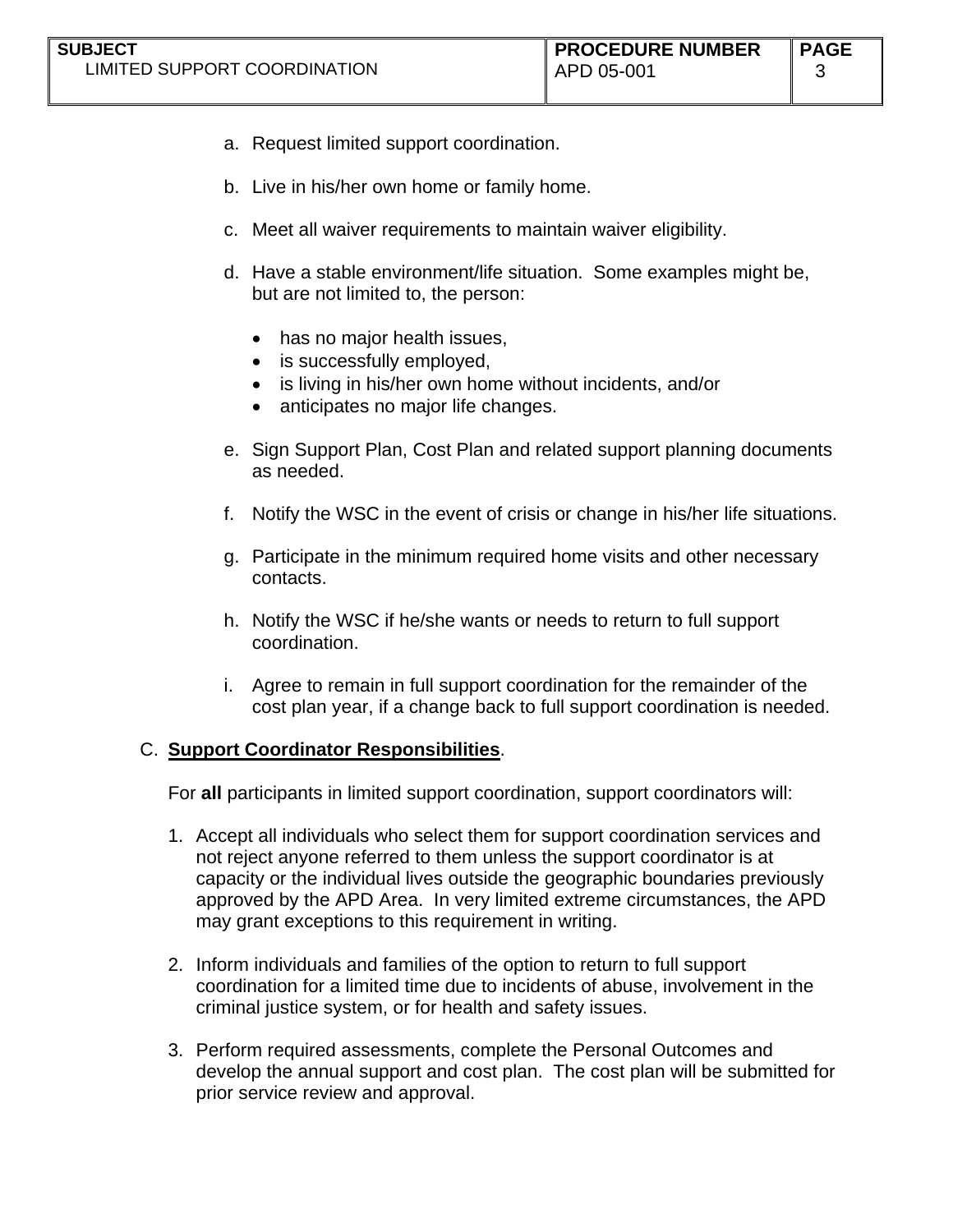a. Request limited support coordination.

b. Live in his/her own home or family home.

c. Meet all waiver requirements to maintain waiver eligibility.

d. Have a stable environment/life situation. Some examples might be, but are not limited to, the person:

    - has no major health issues,
    - is successfully employed,
    - is living in his/her own home without incidents, and/or
    - anticipates no major life changes.

e. Sign Support Plan, Cost Plan and related support planning documents as needed.

f. Notify the WSC in the event of crisis or change in his/her life situations.

g. Participate in the minimum required home visits and other necessary contacts.

h. Notify the WSC if he/she wants or needs to return to full support coordination.

i. Agree to remain in full support coordination for the remainder of the cost plan year, if a change back to full support coordination is needed.

C. **Support Coordinator Responsibilities**.

For **all** participants in limited support coordination, support coordinators will:

1. Accept all individuals who select them for support coordination services and not reject anyone referred to them unless the support coordinator is at capacity or the individual lives outside the geographic boundaries previously approved by the APD Area. In very limited extreme circumstances, the APD may grant exceptions to this requirement in writing.

2. Inform individuals and families of the option to return to full support coordination for a limited time due to incidents of abuse, involvement in the criminal justice system, or for health and safety issues.

3. Perform required assessments, complete the Personal Outcomes and develop the annual support and cost plan. The cost plan will be submitted for prior service review and approval.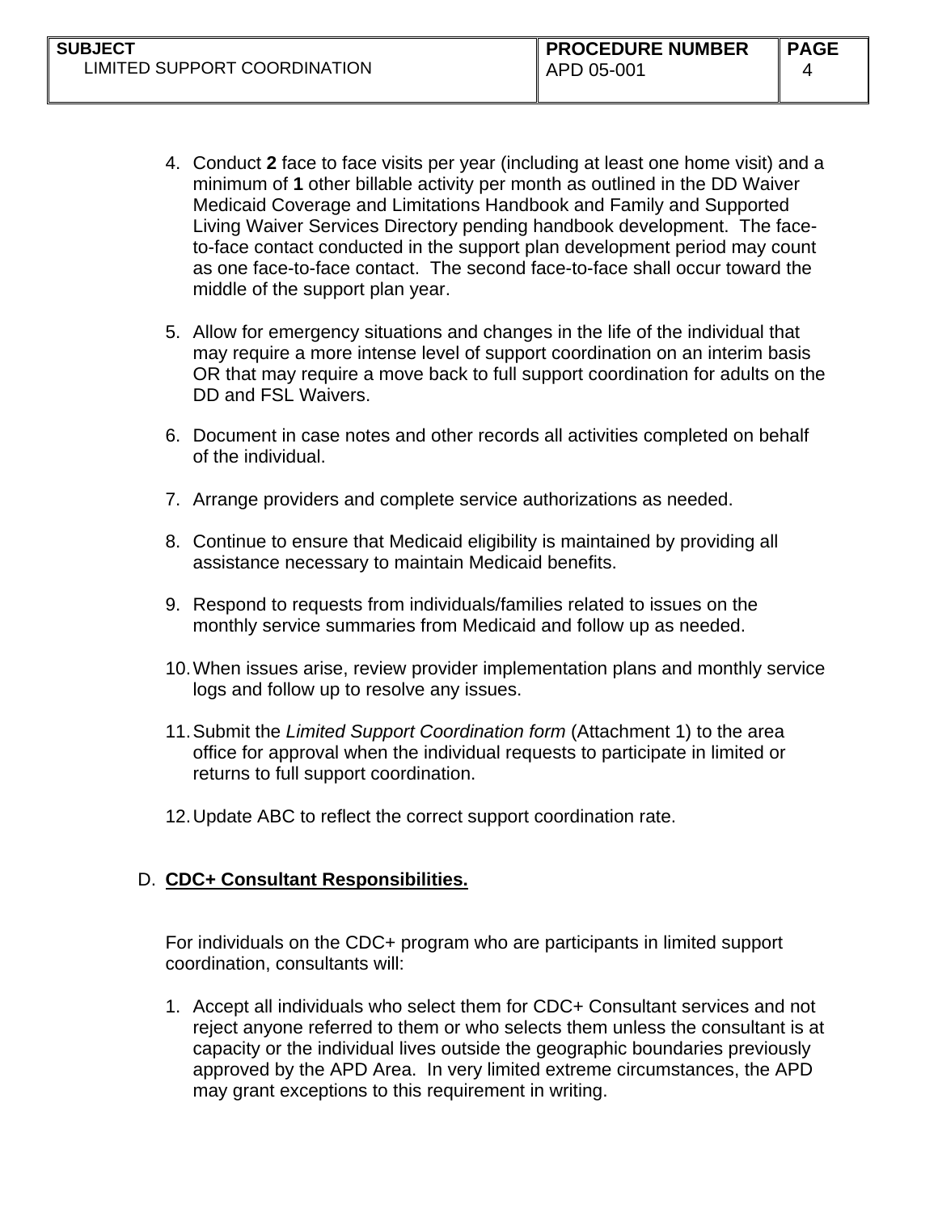4. Conduct **2** face to face visits per year (including at least one home visit) and a minimum of **1** other billable activity per month as outlined in the DD Waiver Medicaid Coverage and Limitations Handbook and Family and Supported Living Waiver Services Directory pending handbook development. The face-to-face contact conducted in the support plan development period may count as one face-to-face contact. The second face-to-face shall occur toward the middle of the support plan year.

5. Allow for emergency situations and changes in the life of the individual that may require a more intense level of support coordination on an interim basis OR that may require a move back to full support coordination for adults on the DD and FSL Waivers.

6. Document in case notes and other records all activities completed on behalf of the individual.

7. Arrange providers and complete service authorizations as needed.

8. Continue to ensure that Medicaid eligibility is maintained by providing all assistance necessary to maintain Medicaid benefits.

9. Respond to requests from individuals/families related to issues on the monthly service summaries from Medicaid and follow up as needed.

10. When issues arise, review provider implementation plans and monthly service logs and follow up to resolve any issues.

11. Submit the *Limited Support Coordination form* (Attachment 1) to the area office for approval when the individual requests to participate in limited or returns to full support coordination.

12. Update ABC to reflect the correct support coordination rate.

D. **CDC+ Consultant Responsibilities.**

For individuals on the CDC+ program who are participants in limited support coordination, consultants will:

1. Accept all individuals who select them for CDC+ Consultant services and not reject anyone referred to them or who selects them unless the consultant is at capacity or the individual lives outside the geographic boundaries previously approved by the APD Area. In very limited extreme circumstances, the APD may grant exceptions to this requirement in writing.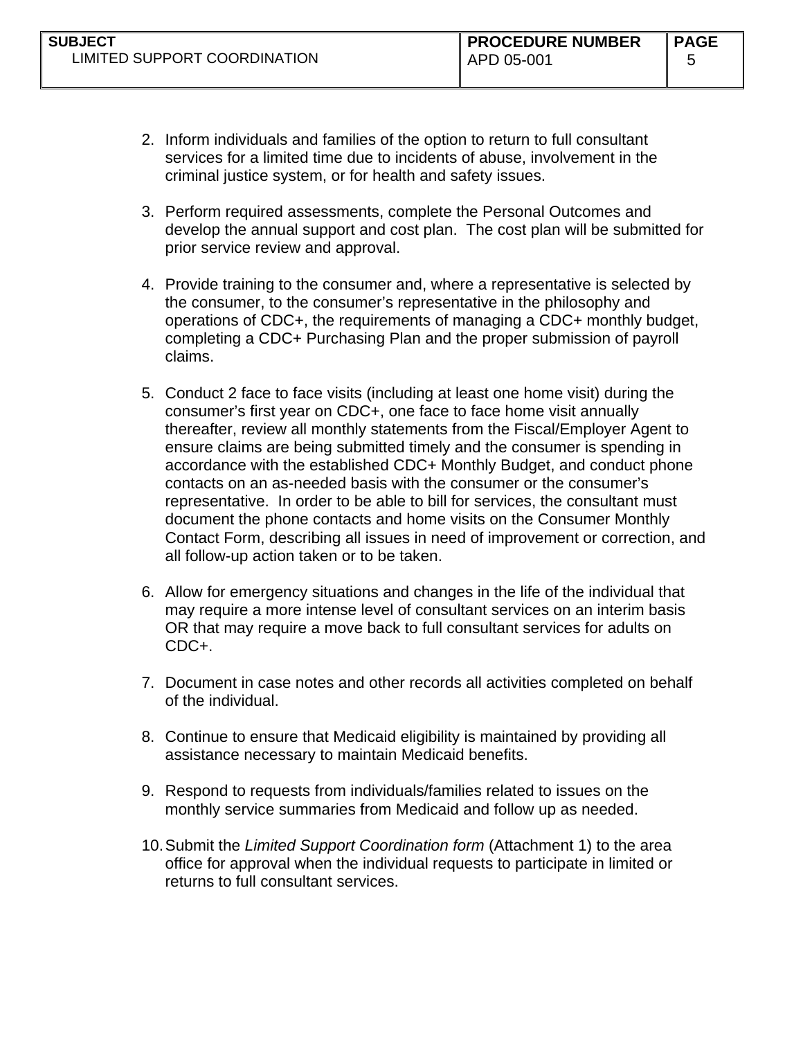2. Inform individuals and families of the option to return to full consultant services for a limited time due to incidents of abuse, involvement in the criminal justice system, or for health and safety issues.

3. Perform required assessments, complete the Personal Outcomes and develop the annual support and cost plan. The cost plan will be submitted for prior service review and approval.

4. Provide training to the consumer and, where a representative is selected by the consumer, to the consumer's representative in the philosophy and operations of CDC+, the requirements of managing a CDC+ monthly budget, completing a CDC+ Purchasing Plan and the proper submission of payroll claims.

5. Conduct 2 face to face visits (including at least one home visit) during the consumer's first year on CDC+, one face to face home visit annually thereafter, review all monthly statements from the Fiscal/Employer Agent to ensure claims are being submitted timely and the consumer is spending in accordance with the established CDC+ Monthly Budget, and conduct phone contacts on an as-needed basis with the consumer or the consumer's representative. In order to be able to bill for services, the consultant must document the phone contacts and home visits on the Consumer Monthly Contact Form, describing all issues in need of improvement or correction, and all follow-up action taken or to be taken.

6. Allow for emergency situations and changes in the life of the individual that may require a more intense level of consultant services on an interim basis OR that may require a move back to full consultant services for adults on CDC+.

7. Document in case notes and other records all activities completed on behalf of the individual.

8. Continue to ensure that Medicaid eligibility is maintained by providing all assistance necessary to maintain Medicaid benefits.

9. Respond to requests from individuals/families related to issues on the monthly service summaries from Medicaid and follow up as needed.

10. Submit the *Limited Support Coordination form* (Attachment 1) to the area office for approval when the individual requests to participate in limited or returns to full consultant services.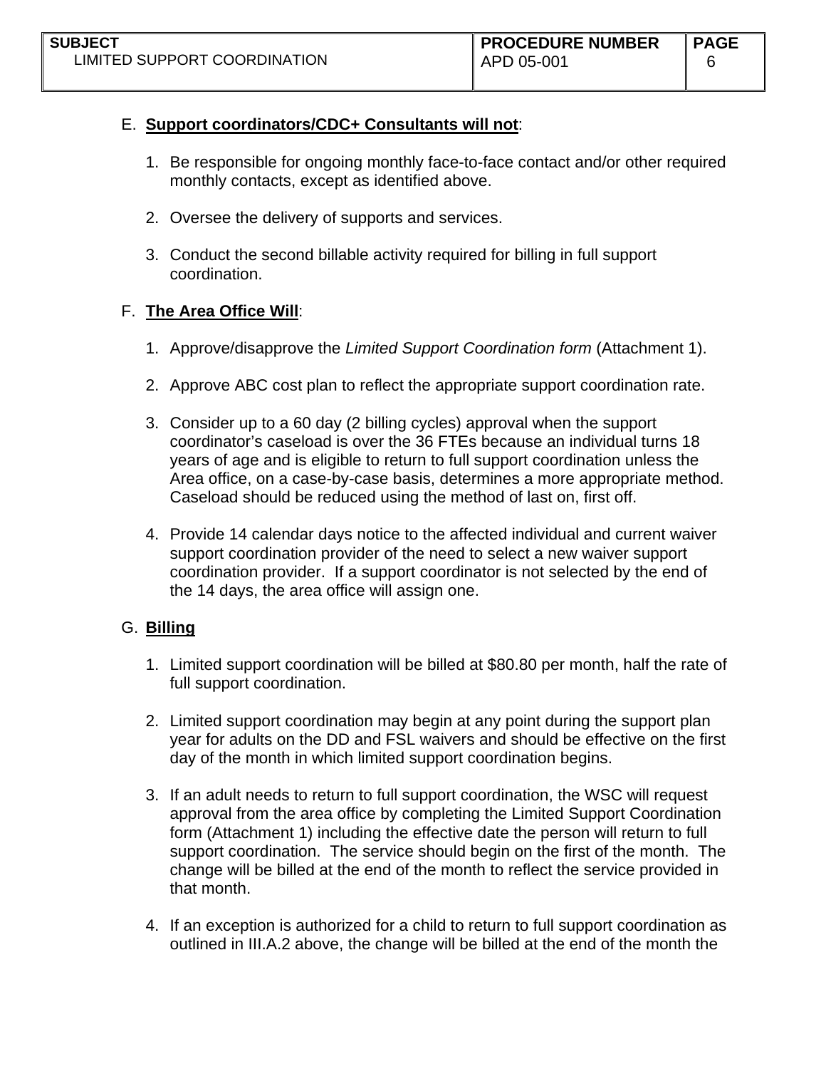E. **Support coordinators/CDC+ Consultants will not**:

1. Be responsible for ongoing monthly face-to-face contact and/or other required monthly contacts, except as identified above.

2. Oversee the delivery of supports and services.

3. Conduct the second billable activity required for billing in full support coordination.

F. **The Area Office Will**:

1. Approve/disapprove the *Limited Support Coordination form* (Attachment 1).

2. Approve ABC cost plan to reflect the appropriate support coordination rate.

3. Consider up to a 60 day (2 billing cycles) approval when the support coordinator's caseload is over the 36 FTEs because an individual turns 18 years of age and is eligible to return to full support coordination unless the Area office, on a case-by-case basis, determines a more appropriate method. Caseload should be reduced using the method of last on, first off.

4. Provide 14 calendar days notice to the affected individual and current waiver support coordination provider of the need to select a new waiver support coordination provider. If a support coordinator is not selected by the end of the 14 days, the area office will assign one.

G. **Billing**

1. Limited support coordination will be billed at $80.80 per month, half the rate of full support coordination.

2. Limited support coordination may begin at any point during the support plan year for adults on the DD and FSL waivers and should be effective on the first day of the month in which limited support coordination begins.

3. If an adult needs to return to full support coordination, the WSC will request approval from the area office by completing the Limited Support Coordination form (Attachment 1) including the effective date the person will return to full support coordination. The service should begin on the first of the month. The change will be billed at the end of the month to reflect the service provided in that month.

4. If an exception is authorized for a child to return to full support coordination as outlined in III.A.2 above, the change will be billed at the end of the month the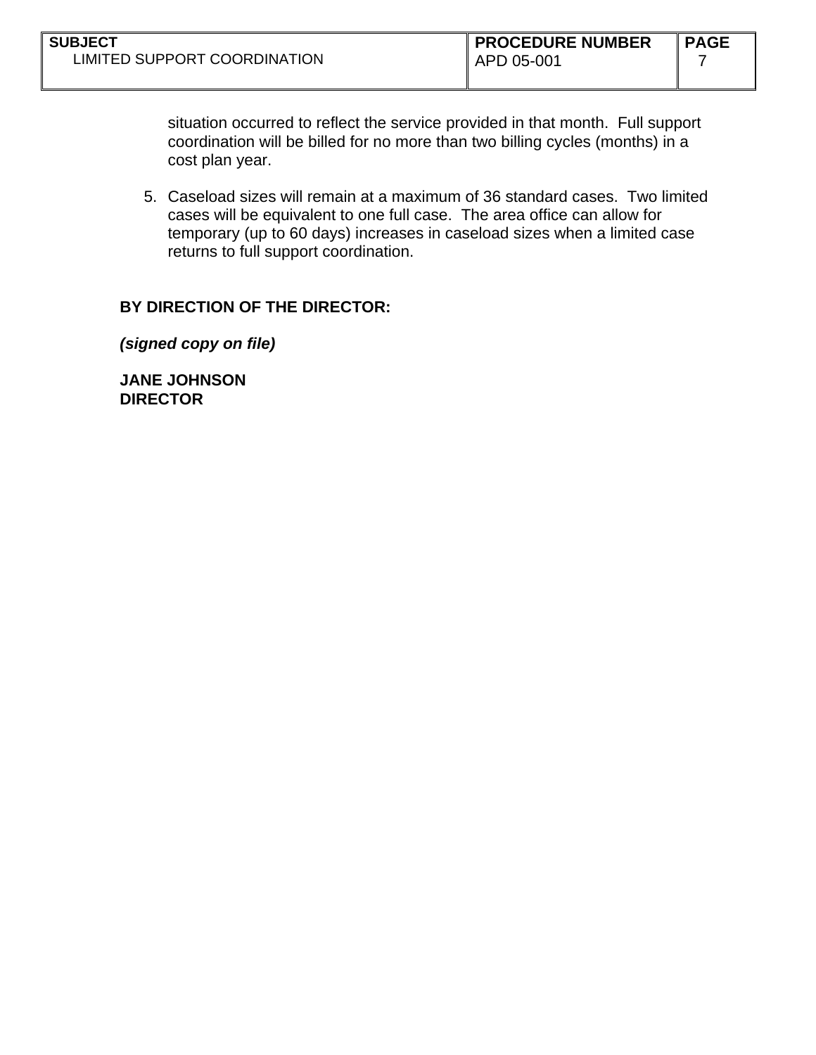situation occurred to reflect the service provided in that month. Full support coordination will be billed for no more than two billing cycles (months) in a cost plan year.

5. Caseload sizes will remain at a maximum of 36 standard cases. Two limited cases will be equivalent to one full case. The area office can allow for temporary (up to 60 days) increases in caseload sizes when a limited case returns to full support coordination.

**BY DIRECTION OF THE DIRECTOR:**

***(signed copy on file)***

**JANE JOHNSON**
**DIRECTOR**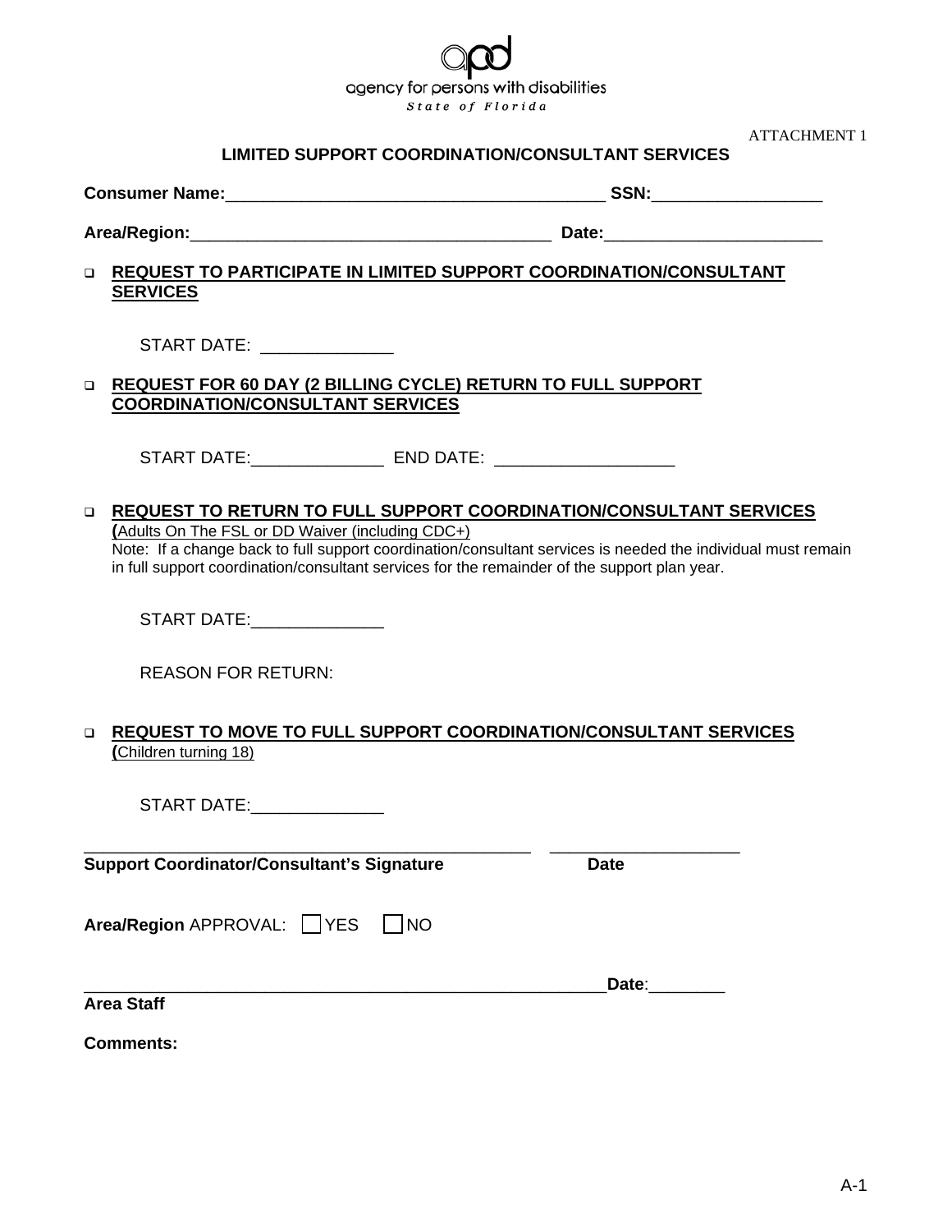agency for persons with disabilities
*State of Florida*

ATTACHMENT 1

**LIMITED SUPPORT COORDINATION/CONSULTANT SERVICES**

**Consumer Name:**_________________________________________ **SSN:**__________________

**Area/Region:**______________________________________ **Date:**_______________________

- ☐ **REQUEST TO PARTICIPATE IN LIMITED SUPPORT COORDINATION/CONSULTANT SERVICES**

  START DATE: ______________

- ☐ **REQUEST FOR 60 DAY (2 BILLING CYCLE) RETURN TO FULL SUPPORT COORDINATION/CONSULTANT SERVICES**

  START DATE:______________ END DATE: ___________________

- ☐ **REQUEST TO RETURN TO FULL SUPPORT COORDINATION/CONSULTANT SERVICES (**Adults On The FSL or DD Waiver (including CDC+)

  Note: If a change back to full support coordination/consultant services is needed the individual must remain in full support coordination/consultant services for the remainder of the support plan year.

  START DATE:______________

  REASON FOR RETURN:

- ☐ **REQUEST TO MOVE TO FULL SUPPORT COORDINATION/CONSULTANT SERVICES (**Children turning 18)

  START DATE:______________

_________________________________________________ ____________________
**Support Coordinator/Consultant's Signature** **Date**

**Area/Region** APPROVAL: ☐ YES ☐ NO

__________________________________________________________**Date**:________
**Area Staff**

**Comments:**